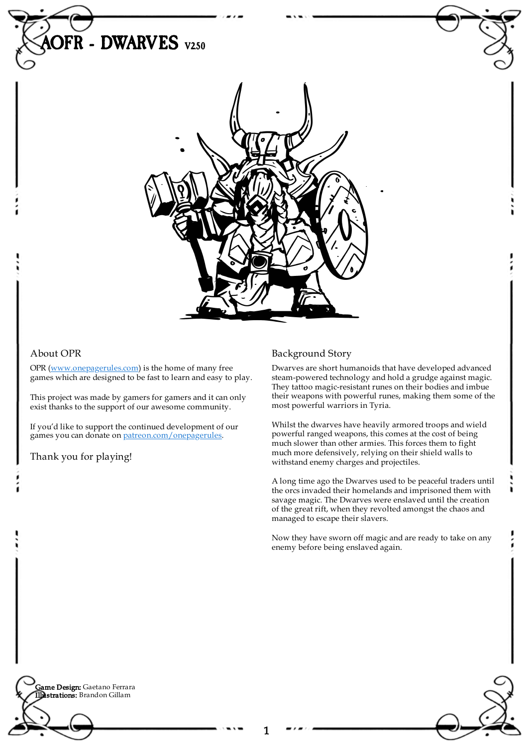# AOFR - DWARVES V2.50

## About OPR

OPR (www.onepagerules.com) is the home of many free games which are designed to be fast to learn and easy to play.

This project was made by gamers for gamers and it can only exist thanks to the support of our awesome community.

If you'd like to support the continued development of our games you can donate on patreon.com/onepagerules.

Thank you for playing!

## Background Story

Dwarves are short humanoids that have developed advanced steam-powered technology and hold a grudge against magic. They tattoo magic-resistant runes on their bodies and imbue their weapons with powerful runes, making them some of the most powerful warriors in Tyria.

Whilst the dwarves have heavily armored troops and wield powerful ranged weapons, this comes at the cost of being much slower than other armies. This forces them to fight much more defensively, relying on their shield walls to withstand enemy charges and projectiles.

A long time ago the Dwarves used to be peaceful traders until the orcs invaded their homelands and imprisoned them with savage magic. The Dwarves were enslaved until the creation of the great rift, when they revolted amongst the chaos and managed to escape their slavers.

Now they have sworn off magic and are ready to take on any enemy before being enslaved again.

**Game Design:** Gaetano Ferrara
**Illustrations:** Brandon Gillam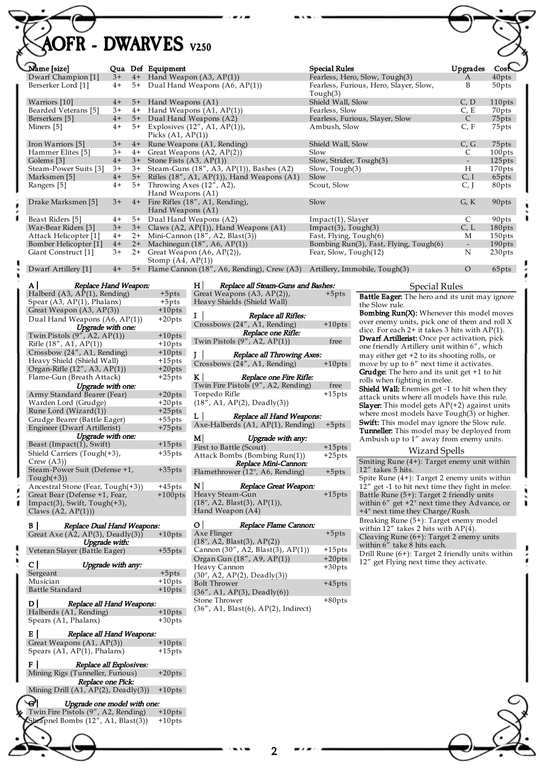# AOFR - DWARVES v2.50

| Name [size] | Qua | Def | Equipment | Special Rules | Upgrades | Cost |
|---|---|---|---|---|---|---|
| Dwarf Champion [1] | 3+ | 4+ | Hand Weapon (A3, AP(1)) | Fearless, Hero, Slow, Tough(3) | A | 40pts |
| Berserker Lord [1] | 4+ | 5+ | Dual Hand Weapons (A6, AP(1)) | Fearless, Furious, Hero, Slayer, Slow, Tough(3) | B | 50pts |
| Warriors [10] | 4+ | 5+ | Hand Weapons (A1) | Shield Wall, Slow | C, D | 110pts |
| Bearded Veterans [5] | 3+ | 4+ | Hand Weapons (A1, AP(1)) | Fearless, Slow | C, E | 70pts |
| Berserkers [5] | 4+ | 5+ | Dual Hand Weapons (A2) | Fearless, Furious, Slayer, Slow | C | 75pts |
| Miners [5] | 4+ | 5+ | Explosives (12", A1, AP(1)), Picks (A1, AP(1)) | Ambush, Slow | C, F | 75pts |
| Iron Warriors [5] | 3+ | 4+ | Rune Weapons (A1, Rending) | Shield Wall, Slow | C, G | 75pts |
| Hammer Elites [5] | 3+ | 4+ | Great Weapons (A2, AP(2)) | Slow | C | 100pts |
| Golems [3] | 4+ | 3+ | Stone Fists (A3, AP(1)) | Slow, Strider, Tough(3) | - | 125pts |
| Steam-Power Suits [3] | 3+ | 3+ | Steam-Guns (18", A3, AP(1)), Bashes (A2) | Slow, Tough(3) | H | 170pts |
| Marksmen [5] | 4+ | 5+ | Rifles (18", A1, AP(1)), Hand Weapons (A1) | Slow | C, I | 65pts |
| Rangers [5] | 4+ | 5+ | Throwing Axes (12", A2), Hand Weapons (A1) | Scout, Slow | C, J | 80pts |
| Drake Marksmen [5] | 3+ | 4+ | Fire Rifles (18", A1, Rending), Hand Weapons (A1) | Slow | G, K | 90pts |
| Beast Riders [5] | 4+ | 5+ | Dual Hand Weapons (A2) | Impact(1), Slayer | C | 90pts |
| War-Bear Riders [3] | 3+ | 3+ | Claws (A2, AP(1)), Hand Weapons (A1) | Impact(3), Tough(3) | C, L | 180pts |
| Attack Helicopter [1] | 4+ | 2+ | Mini-Cannon (18", A2, Blast(3)) | Fast, Flying, Tough(6) | M | 150pts |
| Bomber Helicopter [1] | 4+ | 2+ | Machinegun (18", A6, AP(1)) | Bombing Run(3), Fast, Flying, Tough(6) | - | 190pts |
| Giant Construct [1] | 3+ | 2+ | Great Weapon (A6, AP(2)), Stomp (A4, AP(1)) | Fear, Slow, Tough(12) | N | 230pts |
| Dwarf Artillery [1] | 4+ | 5+ | Flame Cannon (18", A6, Rending), Crew (A3) | Artillery, Immobile, Tough(3) | O | 65pts |

| A | *Replace Hand Weapon:* | |
|---|---|---|
| | Halberd (A3, AP(1), Rending) | +5pts |
| | Spear (A3, AP(1), Phalanx) | +5pts |
| | Great Weapon (A3, AP(3)) | +10pts |
| | Dual Hand Weapons (A6, AP(1)) | +20pts |
| | *Upgrade with one:* | |
| | Twin Pistols (9", A2, AP(1)) | +10pts |
| | Rifle (18", A1, AP(1)) | +10pts |
| | Crossbow (24", A1, Rending) | +10pts |
| | Heavy Shield (Shield Wall) | +15pts |
| | Organ-Rifle (12", A3, AP(1)) | +20pts |
| | Flame-Gun (Breath Attack) | +25pts |
| | *Upgrade with one:* | |
| | Army Standard Bearer (Fear) | +20pts |
| | Warden Lord (Grudge) | +20pts |
| | Rune Lord (Wizard(1)) | +25pts |
| | Grudge Bearer (Battle Eager) | +55pts |
| | Engineer (Dwarf Artillerist) | +75pts |
| | *Upgrade with one:* | |
| | Beast (Impact(1), Swift) | +15pts |
| | Shield Carriers (Tough(+3), Crew (A3)) | +35pts |
| | Steam-Power Suit (Defense +1, Tough(+3)) | +35pts |
| | Ancestral Stone (Fear, Tough(+3)) | +45pts |
| | Great Bear (Defense +1, Fear, Impact(3), Swift, Tough(+3), Claws (A2, AP(1))) | +100pts |

| B | *Replace Dual Hand Weapons:* | |
|---|---|---|
| | Great Axe (A2, AP(3), Deadly(3)) | +10pts |
| | *Upgrade with:* | |
| | Veteran Slayer (Battle Eager) | +55pts |

| C | *Upgrade with any:* | |
|---|---|---|
| | Sergeant | +5pts |
| | Musician | +10pts |
| | Battle Standard | +10pts |

| D | *Replace all Hand Weapons:* | |
|---|---|---|
| | Halberds (A1, Rending) | +10pts |
| | Spears (A1, Phalanx) | +30pts |

| E | *Replace all Hand Weapons:* | |
|---|---|---|
| | Great Weapons (A1, AP(3)) | +10pts |
| | Spears (A1, AP(1), Phalanx) | +15pts |

| F | *Replace all Explosives:* | |
|---|---|---|
| | Mining Rigs (Tunneller, Furious) | +20pts |
| | *Replace one Pick:* | |
| | Mining Drill (A1, AP(2), Deadly(3)) | +10pts |

| G | *Upgrade one model with one:* | |
|---|---|---|
| | Twin Fire Pistols (9", A2, Rending) | +10pts |
| | Shrapnel Bombs (12", A1, Blast(3)) | +10pts |

| H | *Replace all Steam-Guns and Bashes:* | |
|---|---|---|
| | Great Weapons (A3, AP(2)), Heavy Shields (Shield Wall) | +5pts |

| I | *Replace all Rifles:* | |
|---|---|---|
| | Crossbows (24", A1, Rending) | +10pts |
| | *Replace one Rifle:* | |
| | Twin Pistols (9", A2, AP(1)) | free |

| J | *Replace all Throwing Axes:* | |
|---|---|---|
| | Crossbows (24", A1, Rending) | +10pts |

| K | *Replace one Fire Rifle:* | |
|---|---|---|
| | Twin Fire Pistols (9", A2, Rending) | free |
| | Torpedo Rifle (18", A1, AP(2), Deadly(3)) | +15pts |

| L | *Replace all Hand Weapons:* | |
|---|---|---|
| | Axe-Halberds (A1, AP(1), Rending) | +5pts |

| M | *Upgrade with any:* | |
|---|---|---|
| | First to Battle (Scout) | +15pts |
| | Attack Bombs (Bombing Run(1)) | +25pts |
| | *Replace Mini-Cannon:* | |
| | Flamethrower (12", A6, Rending) | +5pts |

| N | *Replace Great Weapon:* | |
|---|---|---|
| | Heavy Steam-Gun (18", A2, Blast(3), AP(1)), Hand Weapon (A4) | +15pts |

| O | *Replace Flame Cannon:* | |
|---|---|---|
| | Axe Flinger (18", A2, Blast(3), AP(2)) | +5pts |
| | Cannon (30", A2, Blast(3), AP(1)) | +15pts |
| | Organ Gun (18", A9, AP(1)) | +20pts |
| | Heavy Cannon (30", A2, AP(2), Deadly(3)) | +30pts |
| | Bolt Thrower (36", A1, AP(3), Deadly(6)) | +45pts |
| | Stone Thrower (36", A1, Blast(6), AP(2), Indirect) | +80pts |

## Special Rules

**Battle Eager:** The hero and its unit may ignore the Slow rule.

**Bombing Run(X):** Whenever this model moves over enemy units, pick one of them and roll X dice. For each 2+ it takes 3 hits with AP(1).

**Dwarf Artillerist:** Once per activation, pick one friendly Artillery unit within 6", which may either get +2 to its shooting rolls, or move by up to 6" next time it activates.

**Grudge:** The hero and its unit get +1 to hit rolls when fighting in melee.

**Shield Wall:** Enemies get -1 to hit when they attack units where all models have this rule.

**Slayer:** This model gets AP(+2) against units where most models have Tough(3) or higher.

**Swift:** This model may ignore the Slow rule.

**Tunneller:** This model may be deployed from Ambush up to 1" away from enemy units.

## Wizard Spells

Smiting Rune (4+): Target enemy unit within 12" takes 5 hits.

Spite Rune (4+): Target 2 enemy units within 12" get -1 to hit next time they fight in melee.

Battle Rune (5+): Target 2 friendly units within 6" get +2" next time they Advance, or +4" next time they Charge/Rush.

Breaking Rune (5+): Target enemy model within 12" takes 2 hits with AP(4).

Cleaving Rune (6+): Target 2 enemy units within 6" take 8 hits each.

Drill Rune (6+): Target 2 friendly units within 12" get Flying next time they activate.